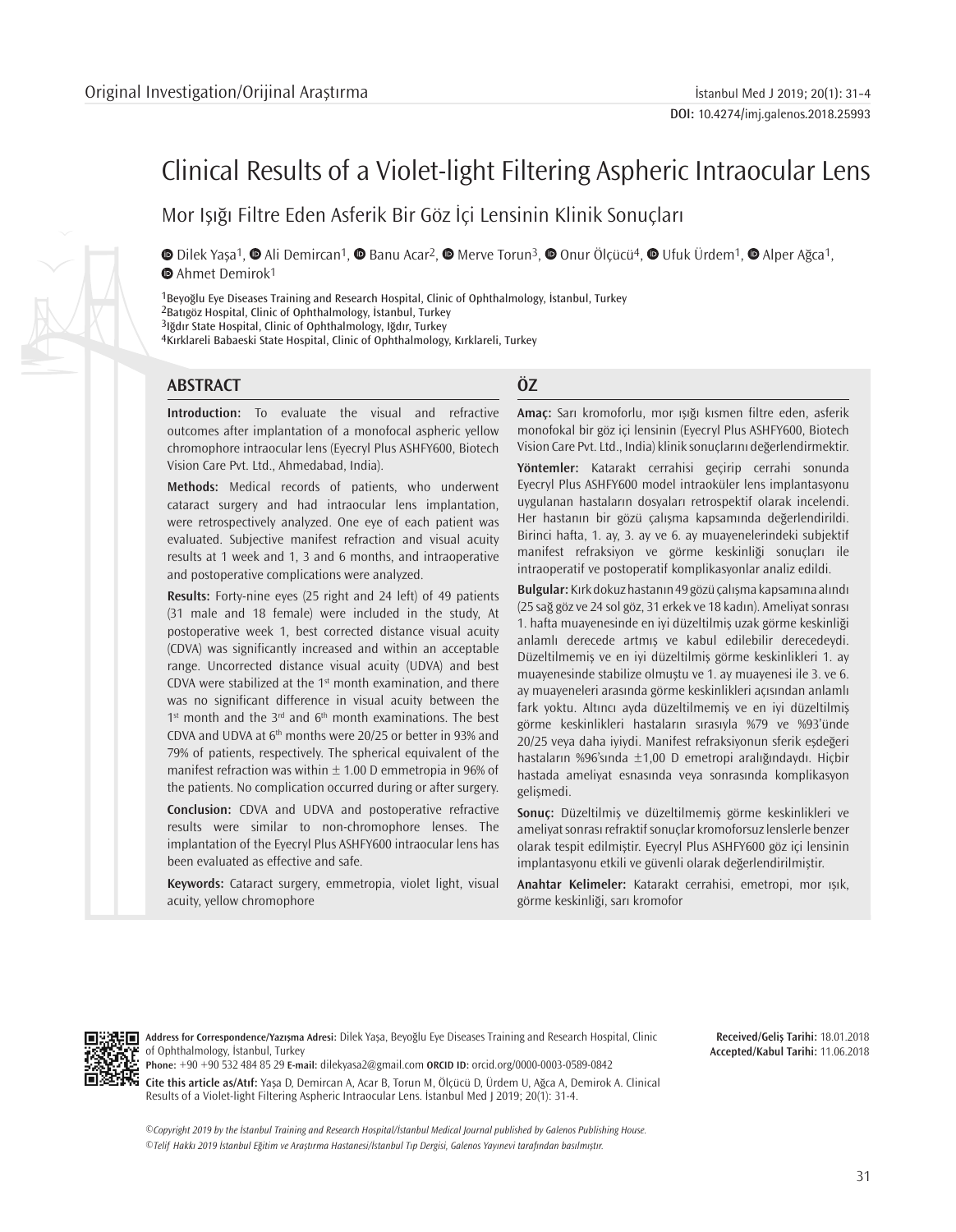Original Investigation/Orijinal Araştırma

DOI: 10.4274/imj.galenos.2018.25993

# Clinical Results of a Violet-light Filtering Aspheric Intraocular Lens

## Mor Işığı Filtre Eden Asferik Bir Göz İçi Lensinin Klinik Sonuçları

Dilek Yaşa[1], Ali Demircan[1], Banu Acar[2], Merve Torun[3], Onur Ölçücü[4], Ufuk Ürdem[1], Alper Ağca[1], Ahmet Demirok[1]

[1]Beyoğlu Eye Diseases Training and Research Hospital, Clinic of Ophthalmology, İstanbul, Turkey
[2]Batıgöz Hospital, Clinic of Ophthalmology, İstanbul, Turkey
[3]Iğdır State Hospital, Clinic of Ophthalmology, Iğdır, Turkey
[4]Kırklareli Babaeski State Hospital, Clinic of Ophthalmology, Kırklareli, Turkey

## ABSTRACT

**Introduction:** To evaluate the visual and refractive outcomes after implantation of a monofocal aspheric yellow chromophore intraocular lens (Eyecryl Plus ASHFY600, Biotech Vision Care Pvt. Ltd., Ahmedabad, India).

**Methods:** Medical records of patients, who underwent cataract surgery and had intraocular lens implantation, were retrospectively analyzed. One eye of each patient was evaluated. Subjective manifest refraction and visual acuity results at 1 week and 1, 3 and 6 months, and intraoperative and postoperative complications were analyzed.

**Results:** Forty-nine eyes (25 right and 24 left) of 49 patients (31 male and 18 female) were included in the study, At postoperative week 1, best corrected distance visual acuity (CDVA) was significantly increased and within an acceptable range. Uncorrected distance visual acuity (UDVA) and best CDVA were stabilized at the 1st month examination, and there was no significant difference in visual acuity between the 1st month and the 3rd and 6th month examinations. The best CDVA and UDVA at 6th months were 20/25 or better in 93% and 79% of patients, respectively. The spherical equivalent of the manifest refraction was within ± 1.00 D emmetropia in 96% of the patients. No complication occurred during or after surgery.

**Conclusion:** CDVA and UDVA and postoperative refractive results were similar to non-chromophore lenses. The implantation of the Eyecryl Plus ASHFY600 intraocular lens has been evaluated as effective and safe.

**Keywords:** Cataract surgery, emmetropia, violet light, visual acuity, yellow chromophore

## ÖZ

**Amaç:** Sarı kromoforlu, mor ışığı kısmen filtre eden, asferik monofokal bir göz içi lensinin (Eyecryl Plus ASHFY600, Biotech Vision Care Pvt. Ltd., India) klinik sonuçlarını değerlendirmektir.

**Yöntemler:** Katarakt cerrahisi geçirip cerrahi sonunda Eyecryl Plus ASHFY600 model intraoküler lens implantasyonu uygulanan hastaların dosyaları retrospektif olarak incelendi. Her hastanın bir gözü çalışma kapsamında değerlendirildi. Birinci hafta, 1. ay, 3. ay ve 6. ay muayenelerindeki subjektif manifest refraksiyon ve görme keskinliği sonuçları ile intraoperatif ve postoperatif komplikasyonlar analiz edildi.

**Bulgular:** Kırk dokuz hastanın 49 gözü çalışma kapsamına alındı (25 sağ göz ve 24 sol göz, 31 erkek ve 18 kadın). Ameliyat sonrası 1. hafta muayenesinde en iyi düzeltilmiş uzak görme keskinliği anlamlı derecede artmış ve kabul edilebilir derecedeydi. Düzeltilmemiş ve en iyi düzeltilmiş görme keskinlikleri 1. ay muayenesinde stabilize olmuştu ve 1. ay muayenesi ile 3. ve 6. ay muayeneleri arasında görme keskinlikleri açısından anlamlı fark yoktu. Altıncı ayda düzeltilmemiş ve en iyi düzeltilmiş görme keskinlikleri hastaların sırasıyla %79 ve %93'ünde 20/25 veya daha iyiydi. Manifest refraksiyonun sferik eşdeğeri hastaların %96'sında ±1,00 D emetropi aralığındaydı. Hiçbir hastada ameliyat esnasında veya sonrasında komplikasyon gelişmedi.

**Sonuç:** Düzeltilmiş ve düzeltilmemiş görme keskinlikleri ve ameliyat sonrası refraktif sonuçlar kromoforsuz lenslerle benzer olarak tespit edilmiştir. Eyecryl Plus ASHFY600 göz içi lensinin implantasyonu etkili ve güvenli olarak değerlendirilmiştir.

**Anahtar Kelimeler:** Katarakt cerrahisi, emetropi, mor ışık, görme keskinliği, sarı kromofor

**Address for Correspondence/Yazışma Adresi:** Dilek Yaşa, Beyoğlu Eye Diseases Training and Research Hospital, Clinic of Ophthalmology, İstanbul, Turkey
**Phone:** +90 +90 532 484 85 29 **E-mail:** dilekyasa2@gmail.com **ORCID ID:** orcid.org/0000-0003-0589-0842

**Cite this article as/Atıf:** Yaşa D, Demircan A, Acar B, Torun M, Ölçücü D, Ürdem U, Ağca A, Demirok A. Clinical Results of a Violet-light Filtering Aspheric Intraocular Lens. İstanbul Med J 2019; 20(1): 31-4.

**Received/Geliş Tarihi:** 18.01.2018
**Accepted/Kabul Tarihi:** 11.06.2018

*©Copyright 2019 by the İstanbul Training and Research Hospital/İstanbul Medical Journal published by Galenos Publishing House.*
*©Telif Hakkı 2019 İstanbul Eğitim ve Araştırma Hastanesi/İstanbul Tıp Dergisi, Galenos Yayınevi tarafından basılmıştır.*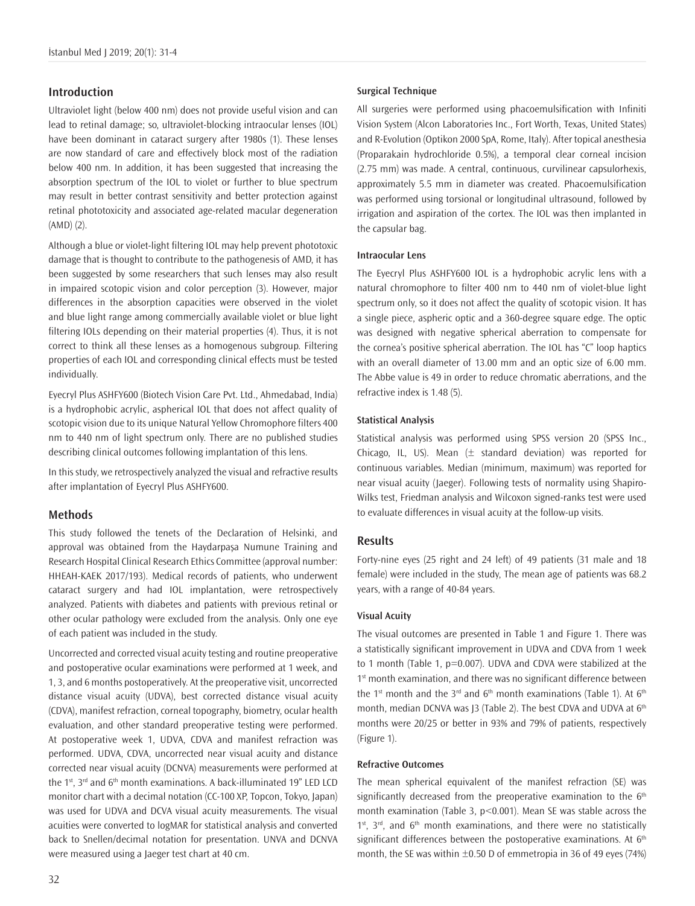## Introduction

Ultraviolet light (below 400 nm) does not provide useful vision and can lead to retinal damage; so, ultraviolet-blocking intraocular lenses (IOL) have been dominant in cataract surgery after 1980s (1). These lenses are now standard of care and effectively block most of the radiation below 400 nm. In addition, it has been suggested that increasing the absorption spectrum of the IOL to violet or further to blue spectrum may result in better contrast sensitivity and better protection against retinal phototoxicity and associated age-related macular degeneration (AMD) (2).

Although a blue or violet-light filtering IOL may help prevent phototoxic damage that is thought to contribute to the pathogenesis of AMD, it has been suggested by some researchers that such lenses may also result in impaired scotopic vision and color perception (3). However, major differences in the absorption capacities were observed in the violet and blue light range among commercially available violet or blue light filtering IOLs depending on their material properties (4). Thus, it is not correct to think all these lenses as a homogenous subgroup. Filtering properties of each IOL and corresponding clinical effects must be tested individually.

Eyecryl Plus ASHFY600 (Biotech Vision Care Pvt. Ltd., Ahmedabad, India) is a hydrophobic acrylic, aspherical IOL that does not affect quality of scotopic vision due to its unique Natural Yellow Chromophore filters 400 nm to 440 nm of light spectrum only. There are no published studies describing clinical outcomes following implantation of this lens.

In this study, we retrospectively analyzed the visual and refractive results after implantation of Eyecryl Plus ASHFY600.

## Methods

This study followed the tenets of the Declaration of Helsinki, and approval was obtained from the Haydarpaşa Numune Training and Research Hospital Clinical Research Ethics Committee (approval number: HHEAH-KAEK 2017/193). Medical records of patients, who underwent cataract surgery and had IOL implantation, were retrospectively analyzed. Patients with diabetes and patients with previous retinal or other ocular pathology were excluded from the analysis. Only one eye of each patient was included in the study.

Uncorrected and corrected visual acuity testing and routine preoperative and postoperative ocular examinations were performed at 1 week, and 1, 3, and 6 months postoperatively. At the preoperative visit, uncorrected distance visual acuity (UDVA), best corrected distance visual acuity (CDVA), manifest refraction, corneal topography, biometry, ocular health evaluation, and other standard preoperative testing were performed. At postoperative week 1, UDVA, CDVA and manifest refraction was performed. UDVA, CDVA, uncorrected near visual acuity and distance corrected near visual acuity (DCNVA) measurements were performed at the 1st, 3rd and 6th month examinations. A back-illuminated 19" LED LCD monitor chart with a decimal notation (CC-100 XP, Topcon, Tokyo, Japan) was used for UDVA and DCVA visual acuity measurements. The visual acuities were converted to logMAR for statistical analysis and converted back to Snellen/decimal notation for presentation. UNVA and DCNVA were measured using a Jaeger test chart at 40 cm.

### Surgical Technique

All surgeries were performed using phacoemulsification with Infiniti Vision System (Alcon Laboratories Inc., Fort Worth, Texas, United States) and R-Evolution (Optikon 2000 SpA, Rome, Italy). After topical anesthesia (Proparakain hydrochloride 0.5%), a temporal clear corneal incision (2.75 mm) was made. A central, continuous, curvilinear capsulorhexis, approximately 5.5 mm in diameter was created. Phacoemulsification was performed using torsional or longitudinal ultrasound, followed by irrigation and aspiration of the cortex. The IOL was then implanted in the capsular bag.

### Intraocular Lens

The Eyecryl Plus ASHFY600 IOL is a hydrophobic acrylic lens with a natural chromophore to filter 400 nm to 440 nm of violet-blue light spectrum only, so it does not affect the quality of scotopic vision. It has a single piece, aspheric optic and a 360-degree square edge. The optic was designed with negative spherical aberration to compensate for the cornea's positive spherical aberration. The IOL has "C" loop haptics with an overall diameter of 13.00 mm and an optic size of 6.00 mm. The Abbe value is 49 in order to reduce chromatic aberrations, and the refractive index is 1.48 (5).

### Statistical Analysis

Statistical analysis was performed using SPSS version 20 (SPSS Inc., Chicago, IL, US). Mean (± standard deviation) was reported for continuous variables. Median (minimum, maximum) was reported for near visual acuity (Jaeger). Following tests of normality using Shapiro-Wilks test, Friedman analysis and Wilcoxon signed-ranks test were used to evaluate differences in visual acuity at the follow-up visits.

## Results

Forty-nine eyes (25 right and 24 left) of 49 patients (31 male and 18 female) were included in the study, The mean age of patients was 68.2 years, with a range of 40-84 years.

### Visual Acuity

The visual outcomes are presented in Table 1 and Figure 1. There was a statistically significant improvement in UDVA and CDVA from 1 week to 1 month (Table 1, p=0.007). UDVA and CDVA were stabilized at the 1st month examination, and there was no significant difference between the 1st month and the 3rd and 6th month examinations (Table 1). At 6th month, median DCNVA was J3 (Table 2). The best CDVA and UDVA at 6th months were 20/25 or better in 93% and 79% of patients, respectively (Figure 1).

### Refractive Outcomes

The mean spherical equivalent of the manifest refraction (SE) was significantly decreased from the preoperative examination to the 6th month examination (Table 3, p<0.001). Mean SE was stable across the 1st, 3rd, and 6th month examinations, and there were no statistically significant differences between the postoperative examinations. At 6th month, the SE was within ±0.50 D of emmetropia in 36 of 49 eyes (74%)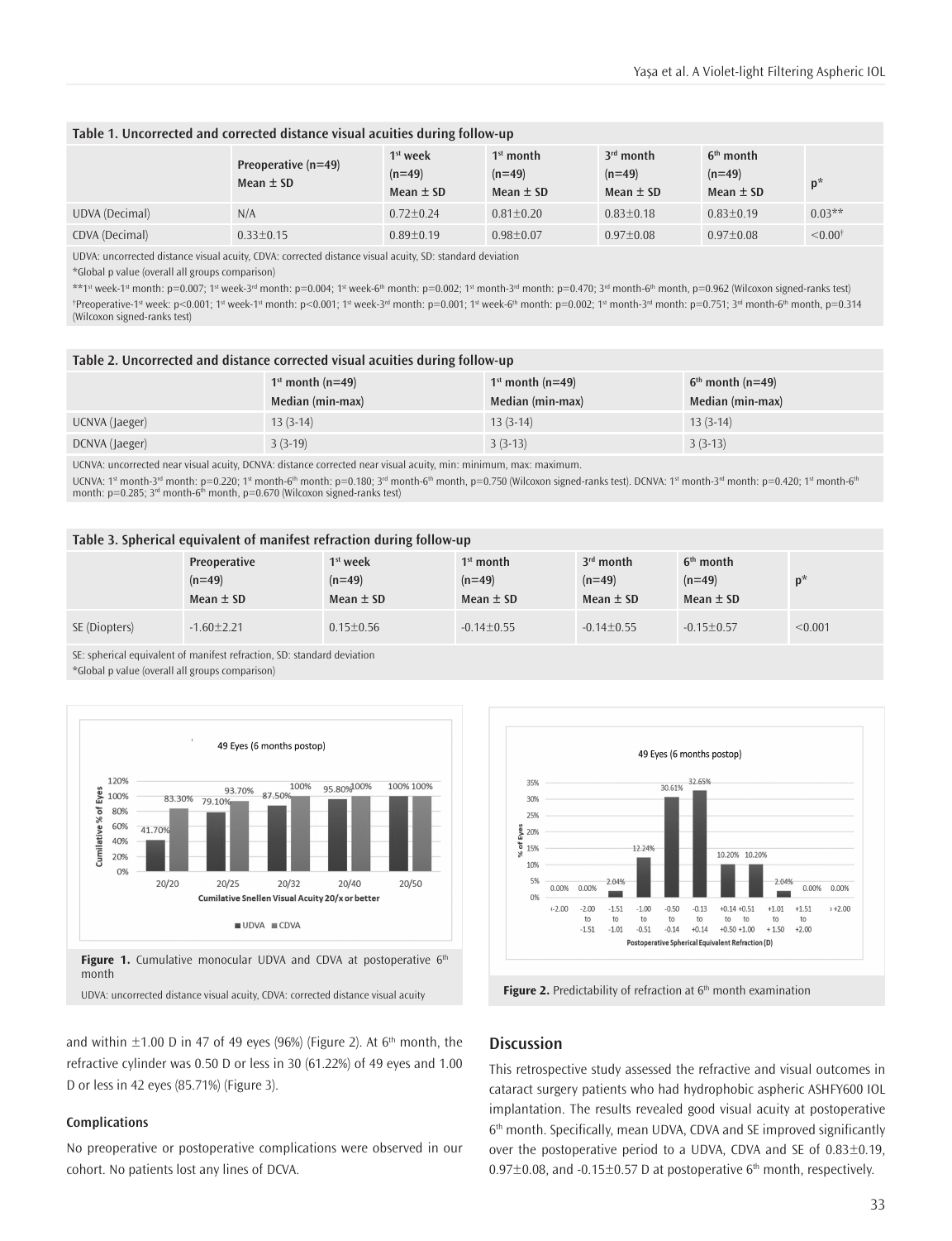**Table 1. Uncorrected and corrected distance visual acuities during follow-up**

| | Preoperative (n=49) Mean ± SD | 1st week (n=49) Mean ± SD | 1st month (n=49) Mean ± SD | 3rd month (n=49) Mean ± SD | 6th month (n=49) Mean ± SD | p* |
|---|---|---|---|---|---|---|
| UDVA (Decimal) | N/A | 0.72±0.24 | 0.81±0.20 | 0.83±0.18 | 0.83±0.19 | 0.03** |
| CDVA (Decimal) | 0.33±0.15 | 0.89±0.19 | 0.98±0.07 | 0.97±0.08 | 0.97±0.08 | <0.00† |

UDVA: uncorrected distance visual acuity, CDVA: corrected distance visual acuity, SD: standard deviation

*Global p value (overall all groups comparison)

**1st week-1st month: p=0.007; 1st week-3rd month: p=0.004; 1st week-6th month: p=0.002; 1st month-3rd month: p=0.470; 3rd month-6th month, p=0.962 (Wilcoxon signed-ranks test)

†Preoperative-1st week: p<0.001; 1st week-1st month: p<0.001; 1st week-3rd month: p=0.001; 1st week-6th month: p=0.002; 1st month-3rd month: p=0.751; 3rd month-6th month, p=0.314 (Wilcoxon signed-ranks test)

**Table 2. Uncorrected and distance corrected visual acuities during follow-up**

| | 1st month (n=49) Median (min-max) | 1st month (n=49) Median (min-max) | 6th month (n=49) Median (min-max) |
|---|---|---|---|
| UCNVA (Jaeger) | 13 (3-14) | 13 (3-14) | 13 (3-14) |
| DCNVA (Jaeger) | 3 (3-19) | 3 (3-13) | 3 (3-13) |

UCNVA: uncorrected near visual acuity, DCNVA: distance corrected near visual acuity, min: minimum, max: maximum.

UCNVA: 1st month-3rd month: p=0.220; 1st month-6th month: p=0.180; 3rd month-6th month, p=0.750 (Wilcoxon signed-ranks test). DCNVA: 1st month-3rd month: p=0.420; 1st month-6th month: p=0.285; 3rd month-6th month, p=0.670 (Wilcoxon signed-ranks test)

**Table 3. Spherical equivalent of manifest refraction during follow-up**

| | Preoperative (n=49) Mean ± SD | 1st week (n=49) Mean ± SD | 1st month (n=49) Mean ± SD | 3rd month (n=49) Mean ± SD | 6th month (n=49) Mean ± SD | p* |
|---|---|---|---|---|---|---|
| SE (Diopters) | -1.60±2.21 | 0.15±0.56 | -0.14±0.55 | -0.14±0.55 | -0.15±0.57 | <0.001 |

SE: spherical equivalent of manifest refraction, SD: standard deviation

*Global p value (overall all groups comparison)

**Figure 1.** Cumulative monocular UDVA and CDVA at postoperative 6th month

UDVA: uncorrected distance visual acuity, CDVA: corrected distance visual acuity

**Figure 2.** Predictability of refraction at 6th month examination

and within ±1.00 D in 47 of 49 eyes (96%) (Figure 2). At 6th month, the refractive cylinder was 0.50 D or less in 30 (61.22%) of 49 eyes and 1.00 D or less in 42 eyes (85.71%) (Figure 3).

### Complications

No preoperative or postoperative complications were observed in our cohort. No patients lost any lines of DCVA.

## Discussion

This retrospective study assessed the refractive and visual outcomes in cataract surgery patients who had hydrophobic aspheric ASHFY600 IOL implantation. The results revealed good visual acuity at postoperative 6th month. Specifically, mean UDVA, CDVA and SE improved significantly over the postoperative period to a UDVA, CDVA and SE of 0.83±0.19, 0.97±0.08, and -0.15±0.57 D at postoperative 6th month, respectively.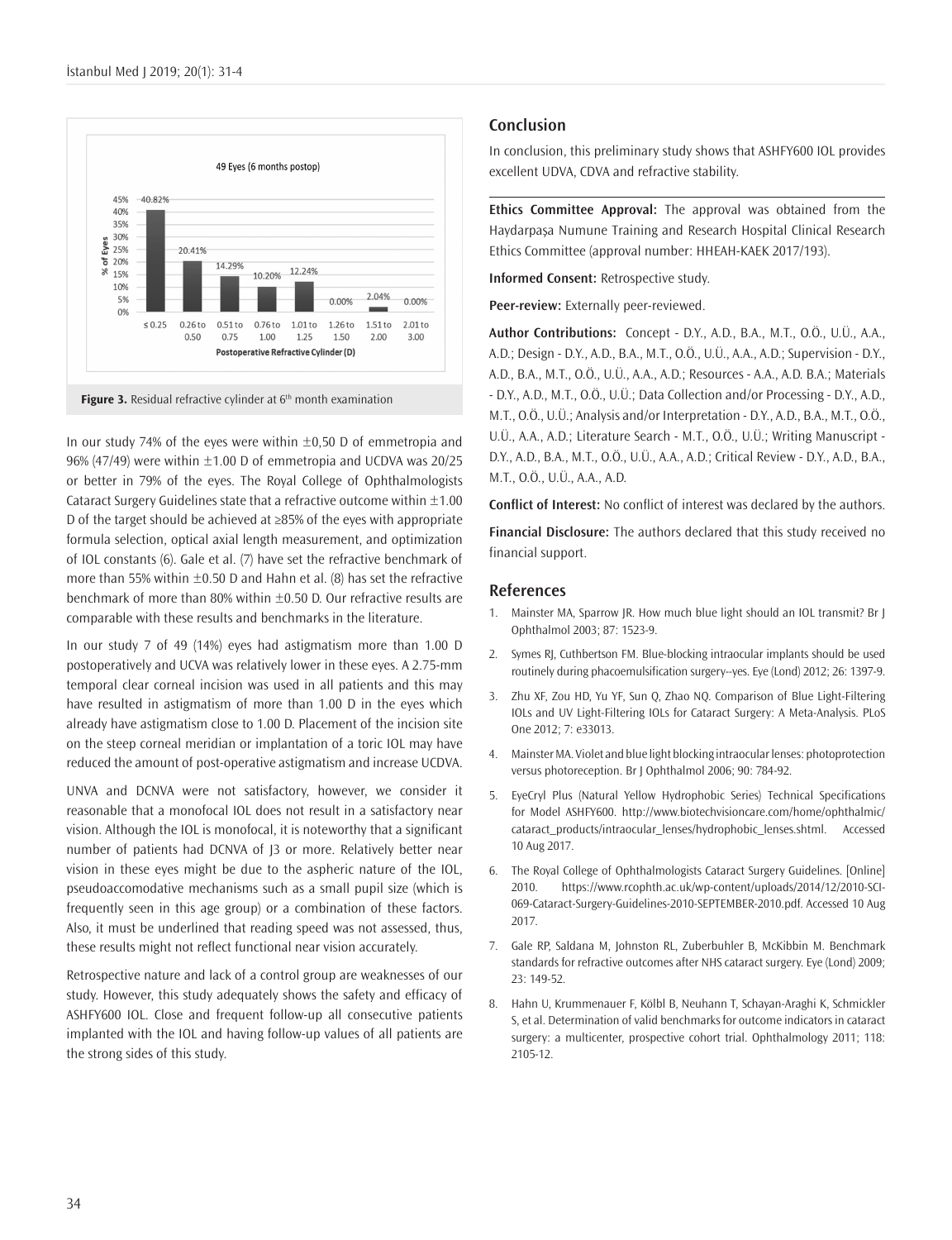49 Eyes (6 months postop)

% of Eyes

45%
40%
35%
30%
25%
20%
15%
10%
5%
0%

40.82%
20.41%
14.29%
10.20%
12.24%
0.00%
2.04%
0.00%

≤ 0.25
0.26 to 0.50
0.51 to 0.75
0.76 to 1.00
1.01 to 1.25
1.26 to 1.50
1.51 to 2.00
2.01 to 3.00

Postoperative Refractive Cylinder (D)

**Figure 3.** Residual refractive cylinder at 6th month examination

In our study 74% of the eyes were within ±0,50 D of emmetropia and 96% (47/49) were within ±1.00 D of emmetropia and UCDVA was 20/25 or better in 79% of the eyes. The Royal College of Ophthalmologists Cataract Surgery Guidelines state that a refractive outcome within ±1.00 D of the target should be achieved at ≥85% of the eyes with appropriate formula selection, optical axial length measurement, and optimization of IOL constants (6). Gale et al. (7) have set the refractive benchmark of more than 55% within ±0.50 D and Hahn et al. (8) has set the refractive benchmark of more than 80% within ±0.50 D. Our refractive results are comparable with these results and benchmarks in the literature.

In our study 7 of 49 (14%) eyes had astigmatism more than 1.00 D postoperatively and UCVA was relatively lower in these eyes. A 2.75-mm temporal clear corneal incision was used in all patients and this may have resulted in astigmatism of more than 1.00 D in the eyes which already have astigmatism close to 1.00 D. Placement of the incision site on the steep corneal meridian or implantation of a toric IOL may have reduced the amount of post-operative astigmatism and increase UCDVA.

UNVA and DCNVA were not satisfactory, however, we consider it reasonable that a monofocal IOL does not result in a satisfactory near vision. Although the IOL is monofocal, it is noteworthy that a significant number of patients had DCNVA of J3 or more. Relatively better near vision in these eyes might be due to the aspheric nature of the IOL, pseudoaccomodative mechanisms such as a small pupil size (which is frequently seen in this age group) or a combination of these factors. Also, it must be underlined that reading speed was not assessed, thus, these results might not reflect functional near vision accurately.

Retrospective nature and lack of a control group are weaknesses of our study. However, this study adequately shows the safety and efficacy of ASHFY600 IOL. Close and frequent follow-up all consecutive patients implanted with the IOL and having follow-up values of all patients are the strong sides of this study.

## Conclusion

In conclusion, this preliminary study shows that ASHFY600 IOL provides excellent UDVA, CDVA and refractive stability.

**Ethics Committee Approval:** The approval was obtained from the Haydarpaşa Numune Training and Research Hospital Clinical Research Ethics Committee (approval number: HHEAH-KAEK 2017/193).

**Informed Consent:** Retrospective study.

**Peer-review:** Externally peer-reviewed.

**Author Contributions:** Concept - D.Y., A.D., B.A., M.T., O.Ö., U.Ü., A.A., A.D.; Design - D.Y., A.D., B.A., M.T., O.Ö., U.Ü., A.A., A.D.; Supervision - D.Y., A.D., B.A., M.T., O.Ö., U.Ü., A.A., A.D.; Resources - A.A., A.D. B.A.; Materials - D.Y., A.D., M.T., O.Ö., U.Ü.; Data Collection and/or Processing - D.Y., A.D., M.T., O.Ö., U.Ü.; Analysis and/or Interpretation - D.Y., A.D., B.A., M.T., O.Ö., U.Ü., A.A., A.D.; Literature Search - M.T., O.Ö., U.Ü.; Writing Manuscript - D.Y., A.D., B.A., M.T., O.Ö., U.Ü., A.A., A.D.; Critical Review - D.Y., A.D., B.A., M.T., O.Ö., U.Ü., A.A., A.D.

**Conflict of Interest:** No conflict of interest was declared by the authors.

**Financial Disclosure:** The authors declared that this study received no financial support.

## References

1. Mainster MA, Sparrow JR. How much blue light should an IOL transmit? Br J Ophthalmol 2003; 87: 1523-9.
2. Symes RJ, Cuthbertson FM. Blue-blocking intraocular implants should be used routinely during phacoemulsification surgery--yes. Eye (Lond) 2012; 26: 1397-9.
3. Zhu XF, Zou HD, Yu YF, Sun Q, Zhao NQ. Comparison of Blue Light-Filtering IOLs and UV Light-Filtering IOLs for Cataract Surgery: A Meta-Analysis. PLoS One 2012; 7: e33013.
4. Mainster MA. Violet and blue light blocking intraocular lenses: photoprotection versus photoreception. Br J Ophthalmol 2006; 90: 784-92.
5. EyeCryl Plus (Natural Yellow Hydrophobic Series) Technical Specifications for Model ASHFY600. http://www.biotechvisioncare.com/home/ophthalmic/cataract_products/intraocular_lenses/hydrophobic_lenses.shtml. Accessed 10 Aug 2017.
6. The Royal College of Ophthalmologists Cataract Surgery Guidelines. [Online] 2010. https://www.rcophth.ac.uk/wp-content/uploads/2014/12/2010-SCI-069-Cataract-Surgery-Guidelines-2010-SEPTEMBER-2010.pdf. Accessed 10 Aug 2017.
7. Gale RP, Saldana M, Johnston RL, Zuberbuhler B, McKibbin M. Benchmark standards for refractive outcomes after NHS cataract surgery. Eye (Lond) 2009; 23: 149-52.
8. Hahn U, Krummenauer F, Kölbl B, Neuhann T, Schayan-Araghi K, Schmickler S, et al. Determination of valid benchmarks for outcome indicators in cataract surgery: a multicenter, prospective cohort trial. Ophthalmology 2011; 118: 2105-12.